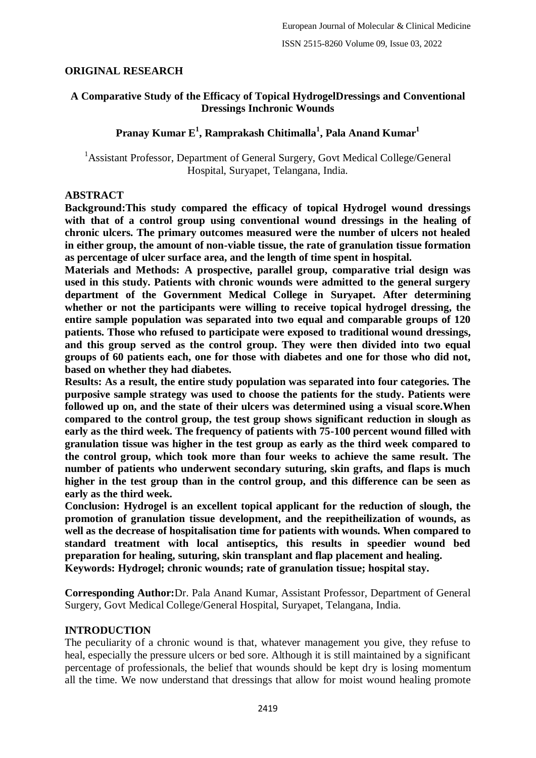## ORIGINAL RESEARCH

# A Comparative Study of the Efficacy of Topical HydrogelDressings and Conventional Dressings Inchronic Wounds

**Pranay Kumar E[1], Ramprakash Chitimalla[1], Pala Anand Kumar[1]**

[1]Assistant Professor, Department of General Surgery, Govt Medical College/General Hospital, Suryapet, Telangana, India.

## ABSTRACT

**Background:This study compared the efficacy of topical Hydrogel wound dressings with that of a control group using conventional wound dressings in the healing of chronic ulcers. The primary outcomes measured were the number of ulcers not healed in either group, the amount of non-viable tissue, the rate of granulation tissue formation as percentage of ulcer surface area, and the length of time spent in hospital.**

**Materials and Methods: A prospective, parallel group, comparative trial design was used in this study. Patients with chronic wounds were admitted to the general surgery department of the Government Medical College in Suryapet. After determining whether or not the participants were willing to receive topical hydrogel dressing, the entire sample population was separated into two equal and comparable groups of 120 patients. Those who refused to participate were exposed to traditional wound dressings, and this group served as the control group. They were then divided into two equal groups of 60 patients each, one for those with diabetes and one for those who did not, based on whether they had diabetes.**

**Results: As a result, the entire study population was separated into four categories. The purposive sample strategy was used to choose the patients for the study. Patients were followed up on, and the state of their ulcers was determined using a visual score.When compared to the control group, the test group shows significant reduction in slough as early as the third week. The frequency of patients with 75-100 percent wound filled with granulation tissue was higher in the test group as early as the third week compared to the control group, which took more than four weeks to achieve the same result. The number of patients who underwent secondary suturing, skin grafts, and flaps is much higher in the test group than in the control group, and this difference can be seen as early as the third week.**

**Conclusion: Hydrogel is an excellent topical applicant for the reduction of slough, the promotion of granulation tissue development, and the reepitheilization of wounds, as well as the decrease of hospitalisation time for patients with wounds. When compared to standard treatment with local antiseptics, this results in speedier wound bed preparation for healing, suturing, skin transplant and flap placement and healing.**

**Keywords: Hydrogel; chronic wounds; rate of granulation tissue; hospital stay.**

**Corresponding Author:**Dr. Pala Anand Kumar, Assistant Professor, Department of General Surgery, Govt Medical College/General Hospital, Suryapet, Telangana, India.

## INTRODUCTION

The peculiarity of a chronic wound is that, whatever management you give, they refuse to heal, especially the pressure ulcers or bed sore. Although it is still maintained by a significant percentage of professionals, the belief that wounds should be kept dry is losing momentum all the time. We now understand that dressings that allow for moist wound healing promote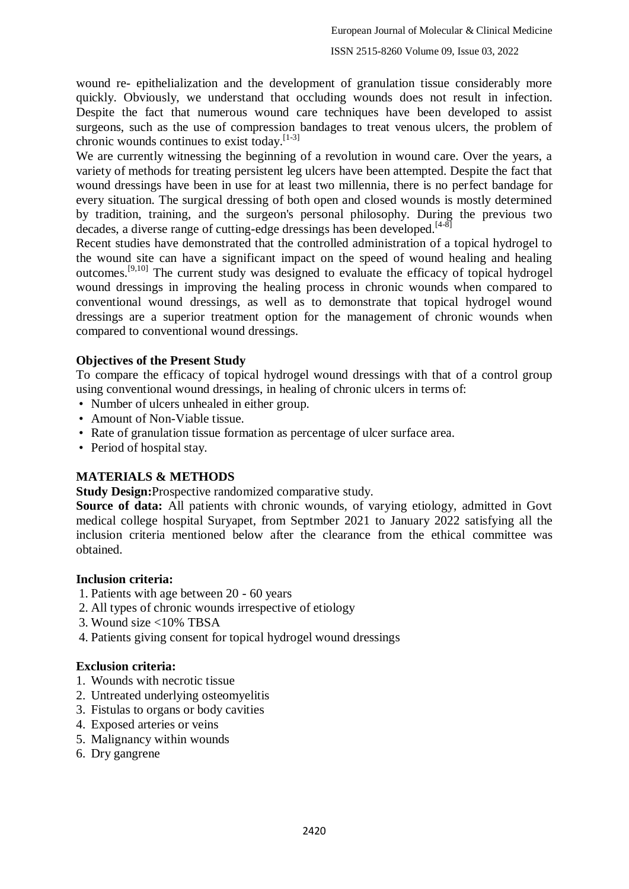wound re- epithelialization and the development of granulation tissue considerably more quickly. Obviously, we understand that occluding wounds does not result in infection. Despite the fact that numerous wound care techniques have been developed to assist surgeons, such as the use of compression bandages to treat venous ulcers, the problem of chronic wounds continues to exist today.[1-3]

We are currently witnessing the beginning of a revolution in wound care. Over the years, a variety of methods for treating persistent leg ulcers have been attempted. Despite the fact that wound dressings have been in use for at least two millennia, there is no perfect bandage for every situation. The surgical dressing of both open and closed wounds is mostly determined by tradition, training, and the surgeon's personal philosophy. During the previous two decades, a diverse range of cutting-edge dressings has been developed.[4-8]

Recent studies have demonstrated that the controlled administration of a topical hydrogel to the wound site can have a significant impact on the speed of wound healing and healing outcomes.[9,10] The current study was designed to evaluate the efficacy of topical hydrogel wound dressings in improving the healing process in chronic wounds when compared to conventional wound dressings, as well as to demonstrate that topical hydrogel wound dressings are a superior treatment option for the management of chronic wounds when compared to conventional wound dressings.

**Objectives of the Present Study**

To compare the efficacy of topical hydrogel wound dressings with that of a control group using conventional wound dressings, in healing of chronic ulcers in terms of:

- Number of ulcers unhealed in either group.
- Amount of Non-Viable tissue.
- Rate of granulation tissue formation as percentage of ulcer surface area.
- Period of hospital stay.

## MATERIALS & METHODS

**Study Design:**Prospective randomized comparative study.

**Source of data:** All patients with chronic wounds, of varying etiology, admitted in Govt medical college hospital Suryapet, from Septmber 2021 to January 2022 satisfying all the inclusion criteria mentioned below after the clearance from the ethical committee was obtained.

**Inclusion criteria:**

1. Patients with age between 20 - 60 years
2. All types of chronic wounds irrespective of etiology
3. Wound size <10% TBSA
4. Patients giving consent for topical hydrogel wound dressings

**Exclusion criteria:**

1. Wounds with necrotic tissue
2. Untreated underlying osteomyelitis
3. Fistulas to organs or body cavities
4. Exposed arteries or veins
5. Malignancy within wounds
6. Dry gangrene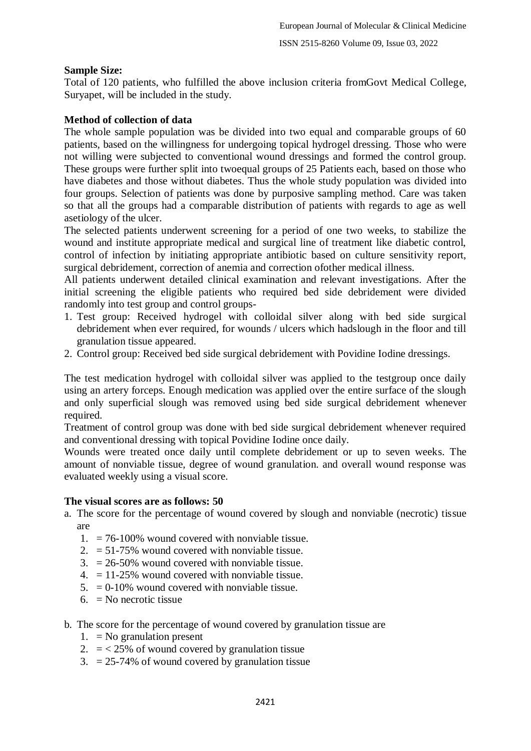**Sample Size:**

Total of 120 patients, who fulfilled the above inclusion criteria fromGovt Medical College, Suryapet, will be included in the study.

**Method of collection of data**

The whole sample population was be divided into two equal and comparable groups of 60 patients, based on the willingness for undergoing topical hydrogel dressing. Those who were not willing were subjected to conventional wound dressings and formed the control group. These groups were further split into twoequal groups of 25 Patients each, based on those who have diabetes and those without diabetes. Thus the whole study population was divided into four groups. Selection of patients was done by purposive sampling method. Care was taken so that all the groups had a comparable distribution of patients with regards to age as well asetiology of the ulcer.

The selected patients underwent screening for a period of one two weeks, to stabilize the wound and institute appropriate medical and surgical line of treatment like diabetic control, control of infection by initiating appropriate antibiotic based on culture sensitivity report, surgical debridement, correction of anemia and correction ofother medical illness.

All patients underwent detailed clinical examination and relevant investigations. After the initial screening the eligible patients who required bed side debridement were divided randomly into test group and control groups-

1. Test group: Received hydrogel with colloidal silver along with bed side surgical debridement when ever required, for wounds / ulcers which hadslough in the floor and till granulation tissue appeared.
2. Control group: Received bed side surgical debridement with Povidine Iodine dressings.

The test medication hydrogel with colloidal silver was applied to the testgroup once daily using an artery forceps. Enough medication was applied over the entire surface of the slough and only superficial slough was removed using bed side surgical debridement whenever required.

Treatment of control group was done with bed side surgical debridement whenever required and conventional dressing with topical Povidine Iodine once daily.

Wounds were treated once daily until complete debridement or up to seven weeks. The amount of nonviable tissue, degree of wound granulation. and overall wound response was evaluated weekly using a visual score.

**The visual scores are as follows: 50**

a. The score for the percentage of wound covered by slough and nonviable (necrotic) tissue are
   1. = 76-100% wound covered with nonviable tissue.
   2. = 51-75% wound covered with nonviable tissue.
   3. = 26-50% wound covered with nonviable tissue.
   4. = 11-25% wound covered with nonviable tissue.
   5. = 0-10% wound covered with nonviable tissue.
   6. = No necrotic tissue

b. The score for the percentage of wound covered by granulation tissue are
   1. = No granulation present
   2. = < 25% of wound covered by granulation tissue
   3. = 25-74% of wound covered by granulation tissue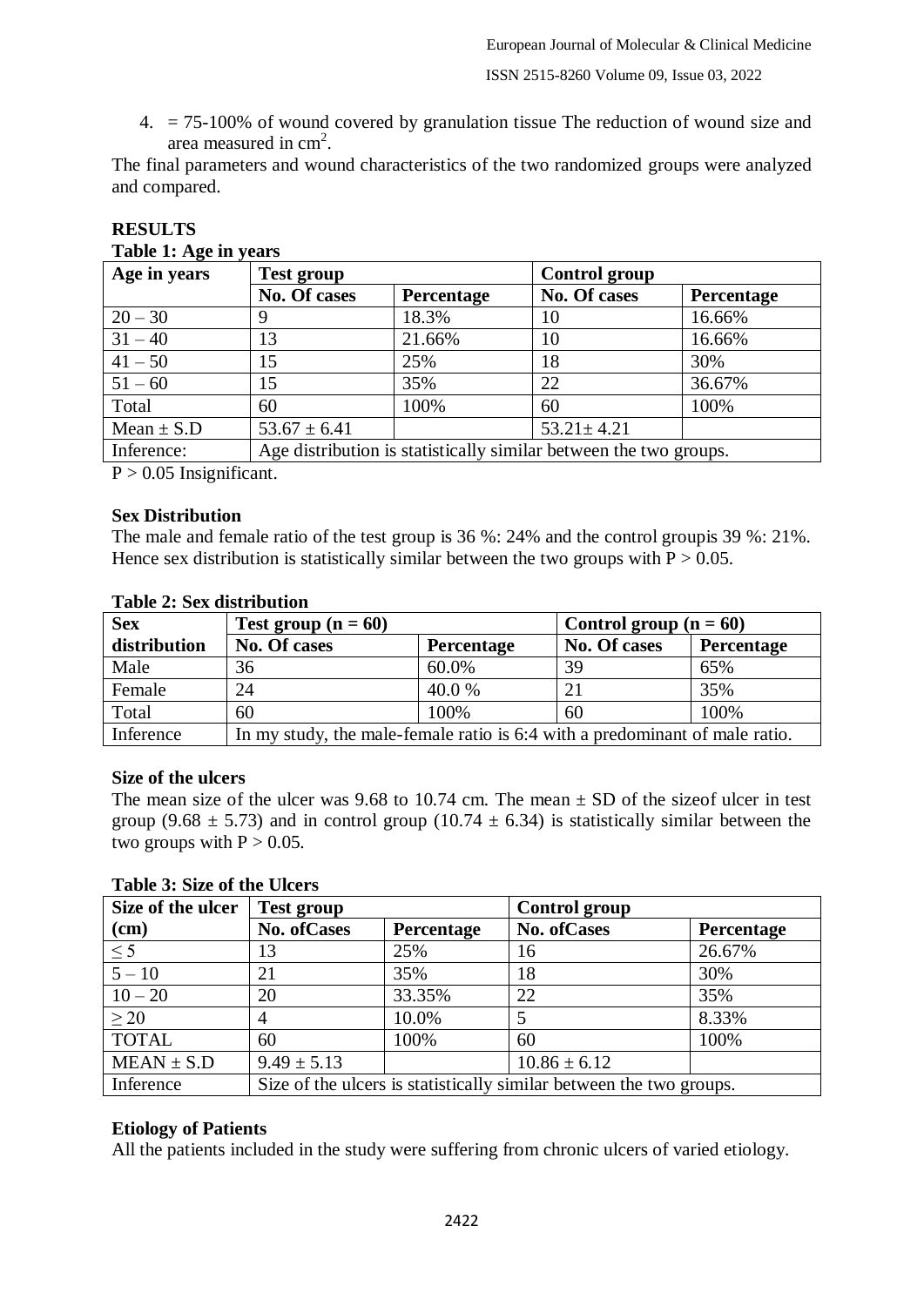4. = 75-100% of wound covered by granulation tissue The reduction of wound size and area measured in $cm^2$.

The final parameters and wound characteristics of the two randomized groups were analyzed and compared.

## RESULTS

**Table 1: Age in years**

| Age in years | Test group | | Control group | |
|---|---|---|---|---|
| | **No. Of cases** | **Percentage** | **No. Of cases** | **Percentage** |
| 20 – 30 | 9 | 18.3% | 10 | 16.66% |
| 31 – 40 | 13 | 21.66% | 10 | 16.66% |
| 41 – 50 | 15 | 25% | 18 | 30% |
| 51 – 60 | 15 | 35% | 22 | 36.67% |
| Total | 60 | 100% | 60 | 100% |
| Mean ± S.D | 53.67 ± 6.41 | | 53.21± 4.21 | |
| Inference: | Age distribution is statistically similar between the two groups. | | | |

P > 0.05 Insignificant.

### Sex Distribution

The male and female ratio of the test group is 36 %: 24% and the control groupis 39 %: 21%. Hence sex distribution is statistically similar between the two groups with P > 0.05.

**Table 2: Sex distribution**

| Sex distribution | Test group (n = 60) | | Control group (n = 60) | |
|---|---|---|---|---|
| | **No. Of cases** | **Percentage** | **No. Of cases** | **Percentage** |
| Male | 36 | 60.0% | 39 | 65% |
| Female | 24 | 40.0 % | 21 | 35% |
| Total | 60 | 100% | 60 | 100% |
| Inference | In my study, the male-female ratio is 6:4 with a predominant of male ratio. | | | |

### Size of the ulcers

The mean size of the ulcer was 9.68 to 10.74 cm. The mean ± SD of the sizeof ulcer in test group (9.68 ± 5.73) and in control group (10.74 ± 6.34) is statistically similar between the two groups with P > 0.05.

**Table 3: Size of the Ulcers**

| Size of the ulcer (cm) | Test group | | Control group | |
|---|---|---|---|---|
| | **No. ofCases** | **Percentage** | **No. ofCases** | **Percentage** |
| ≤ 5 | 13 | 25% | 16 | 26.67% |
| 5 – 10 | 21 | 35% | 18 | 30% |
| 10 – 20 | 20 | 33.35% | 22 | 35% |
| ≥ 20 | 4 | 10.0% | 5 | 8.33% |
| TOTAL | 60 | 100% | 60 | 100% |
| MEAN ± S.D | 9.49 ± 5.13 | | 10.86 ± 6.12 | |
| Inference | Size of the ulcers is statistically similar between the two groups. | | | |

### Etiology of Patients

All the patients included in the study were suffering from chronic ulcers of varied etiology.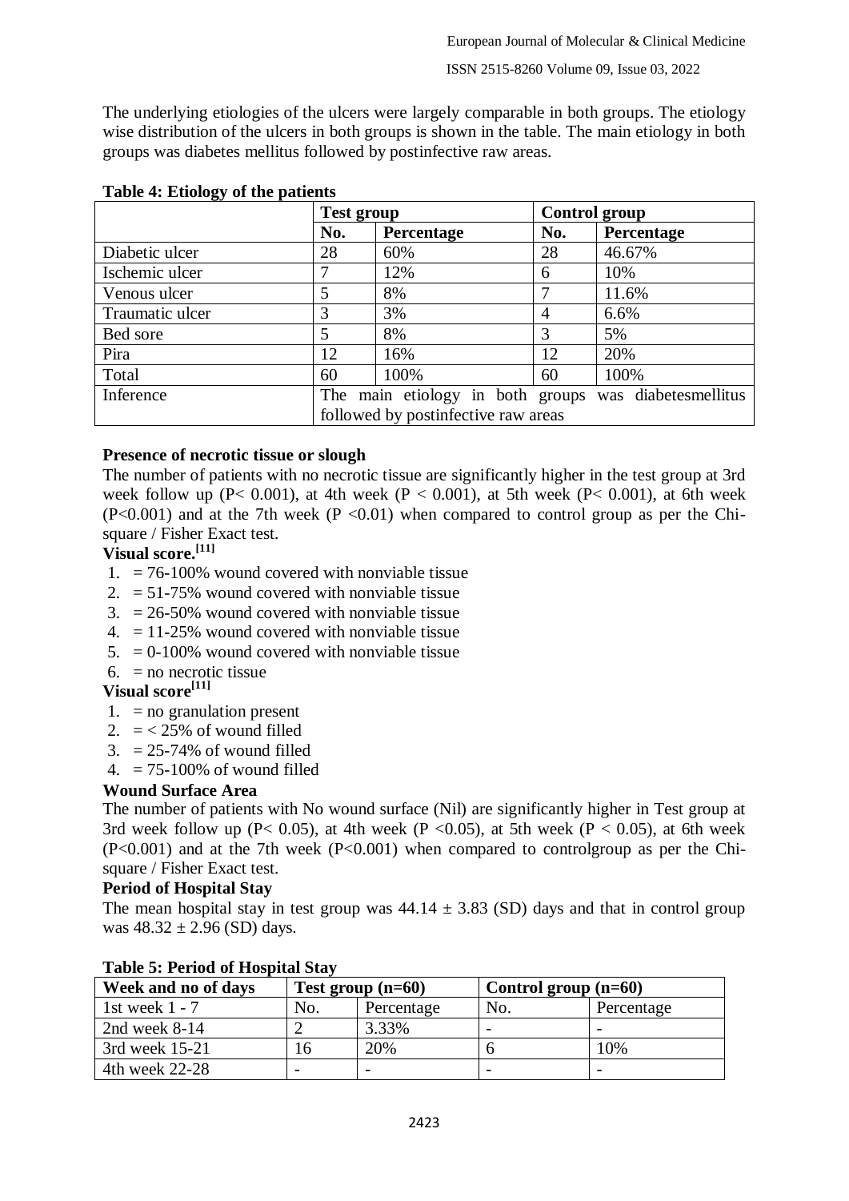The underlying etiologies of the ulcers were largely comparable in both groups. The etiology wise distribution of the ulcers in both groups is shown in the table. The main etiology in both groups was diabetes mellitus followed by postinfective raw areas.

**Table 4: Etiology of the patients**

| | Test group | | Control group | |
|---|---|---|---|---|
| | **No.** | **Percentage** | **No.** | **Percentage** |
| Diabetic ulcer | 28 | 60% | 28 | 46.67% |
| Ischemic ulcer | 7 | 12% | 6 | 10% |
| Venous ulcer | 5 | 8% | 7 | 11.6% |
| Traumatic ulcer | 3 | 3% | 4 | 6.6% |
| Bed sore | 5 | 8% | 3 | 5% |
| Pira | 12 | 16% | 12 | 20% |
| Total | 60 | 100% | 60 | 100% |
| Inference | The main etiology in both groups was diabetesmellitus followed by postinfective raw areas | | | |

**Presence of necrotic tissue or slough**

The number of patients with no necrotic tissue are significantly higher in the test group at 3rd week follow up ($P< 0.001$), at 4th week ($P < 0.001$), at 5th week ($P< 0.001$), at 6th week ($P<0.001$) and at the 7th week ($P <0.01$) when compared to control group as per the Chi-square / Fisher Exact test.

**Visual score.[11]**

1. = 76-100% wound covered with nonviable tissue
2. = 51-75% wound covered with nonviable tissue
3. = 26-50% wound covered with nonviable tissue
4. = 11-25% wound covered with nonviable tissue
5. = 0-100% wound covered with nonviable tissue
6. = no necrotic tissue

**Visual score[11]**

1. = no granulation present
2. = < 25% of wound filled
3. = 25-74% of wound filled
4. = 75-100% of wound filled

**Wound Surface Area**

The number of patients with No wound surface (Nil) are significantly higher in Test group at 3rd week follow up ($P< 0.05$), at 4th week ($P <0.05$), at 5th week ($P < 0.05$), at 6th week ($P<0.001$) and at the 7th week ($P<0.001$) when compared to controlgroup as per the Chi-square / Fisher Exact test.

**Period of Hospital Stay**

The mean hospital stay in test group was $44.14 \pm 3.83$ (SD) days and that in control group was $48.32 \pm 2.96$ (SD) days.

**Table 5: Period of Hospital Stay**

| Week and no of days | Test group (n=60) | | Control group (n=60) | |
|---|---|---|---|---|
| 1st week 1 - 7 | No. | Percentage | No. | Percentage |
| 2nd week 8-14 | 2 | 3.33% | - | - |
| 3rd week 15-21 | 16 | 20% | 6 | 10% |
| 4th week 22-28 | - | - | - | - |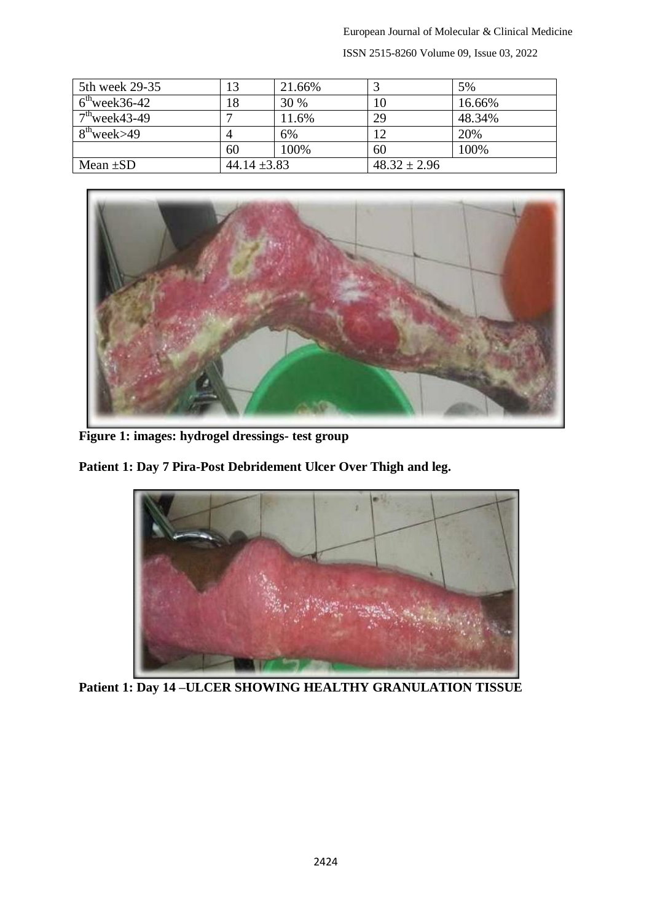| | | | | |
|---|---|---|---|---|
| 5th week 29-35 | 13 | 21.66% | 3 | 5% |
| 6th week36-42 | 18 | 30 % | 10 | 16.66% |
| 7th week43-49 | 7 | 11.6% | 29 | 48.34% |
| 8th week>49 | 4 | 6% | 12 | 20% |
| | 60 | 100% | 60 | 100% |
| Mean ±SD | 44.14 ±3.83 | | 48.32 ± 2.96 | |

**Figure 1: images: hydrogel dressings- test group**

**Patient 1: Day 7 Pira-Post Debridement Ulcer Over Thigh and leg.**

**Patient 1: Day 14 –ULCER SHOWING HEALTHY GRANULATION TISSUE**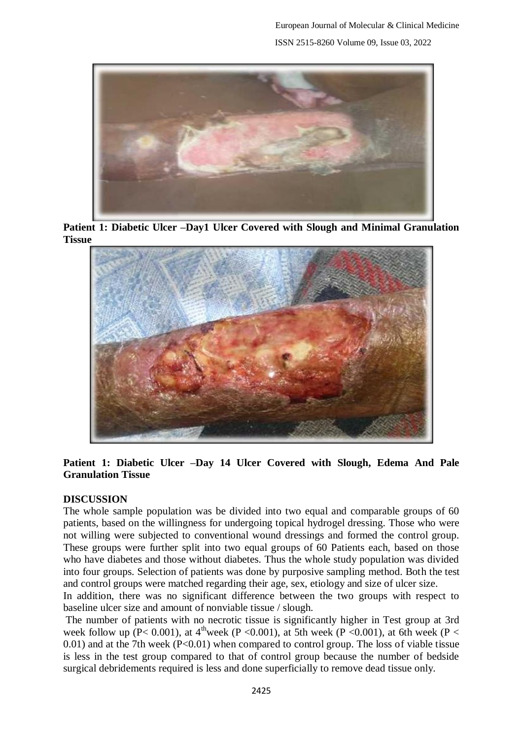**Patient 1: Diabetic Ulcer –Day1 Ulcer Covered with Slough and Minimal Granulation Tissue**

**Patient 1: Diabetic Ulcer –Day 14 Ulcer Covered with Slough, Edema And Pale Granulation Tissue**

## DISCUSSION

The whole sample population was be divided into two equal and comparable groups of 60 patients, based on the willingness for undergoing topical hydrogel dressing. Those who were not willing were subjected to conventional wound dressings and formed the control group. These groups were further split into two equal groups of 60 Patients each, based on those who have diabetes and those without diabetes. Thus the whole study population was divided into four groups. Selection of patients was done by purposive sampling method. Both the test and control groups were matched regarding their age, sex, etiology and size of ulcer size.

In addition, there was no significant difference between the two groups with respect to baseline ulcer size and amount of nonviable tissue / slough.

The number of patients with no necrotic tissue is significantly higher in Test group at 3rd week follow up ($P < 0.001$), at 4<sup>th</sup>week ($P < 0.001$), at 5th week ($P < 0.001$), at 6th week ($P < 0.01$) and at the 7th week ($P < 0.01$) when compared to control group. The loss of viable tissue is less in the test group compared to that of control group because the number of bedside surgical debridements required is less and done superficially to remove dead tissue only.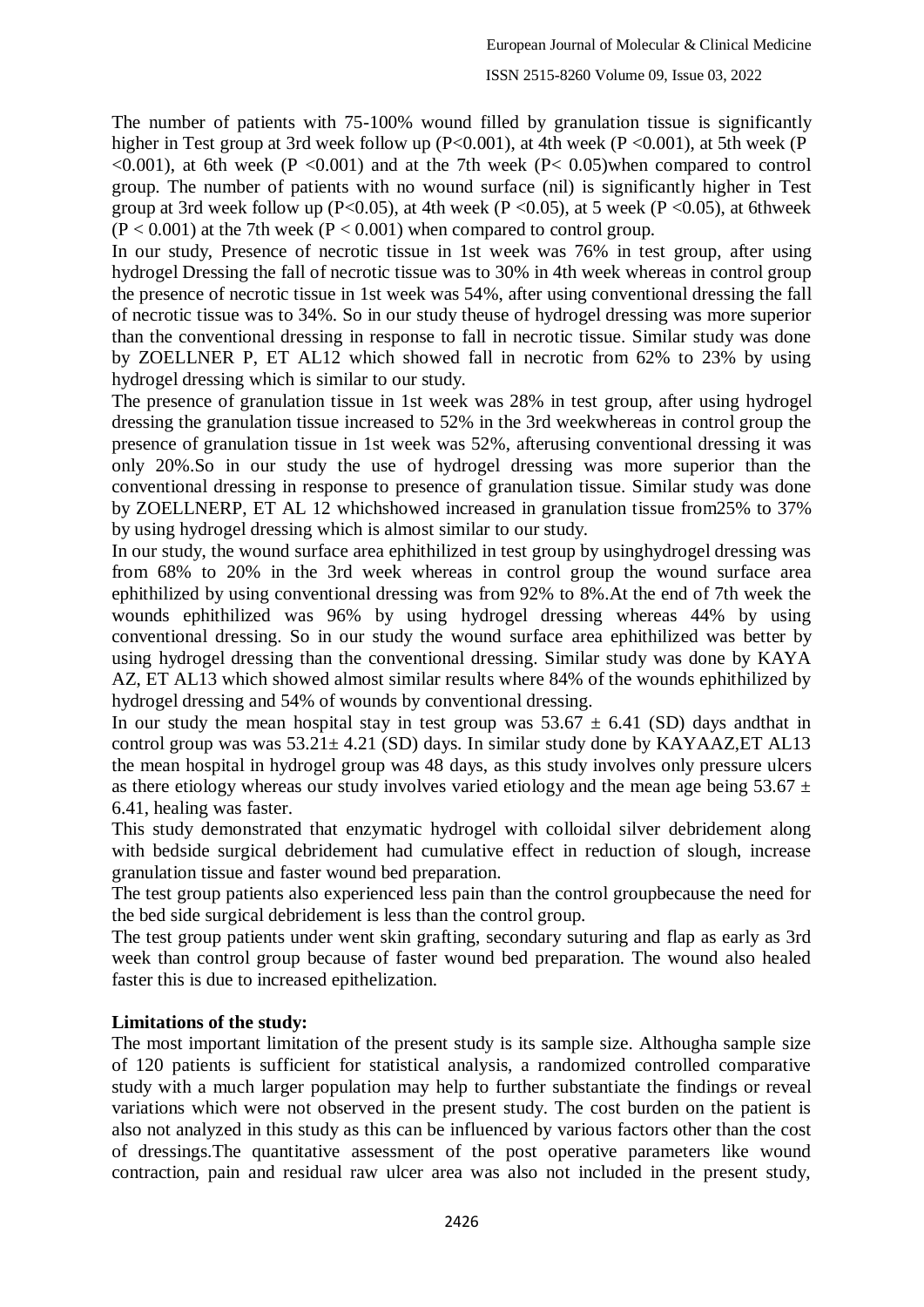The number of patients with 75-100% wound filled by granulation tissue is significantly higher in Test group at 3rd week follow up ($P<0.001$), at 4th week ($P <0.001$), at 5th week ($P <0.001$), at 6th week ($P <0.001$) and at the 7th week ($P< 0.05$)when compared to control group. The number of patients with no wound surface (nil) is significantly higher in Test group at 3rd week follow up ($P<0.05$), at 4th week ($P <0.05$), at 5 week ($P <0.05$), at 6thweek ($P < 0.001$) at the 7th week ($P < 0.001$) when compared to control group.

In our study, Presence of necrotic tissue in 1st week was 76% in test group, after using hydrogel Dressing the fall of necrotic tissue was to 30% in 4th week whereas in control group the presence of necrotic tissue in 1st week was 54%, after using conventional dressing the fall of necrotic tissue was to 34%. So in our study theuse of hydrogel dressing was more superior than the conventional dressing in response to fall in necrotic tissue. Similar study was done by ZOELLNER P, ET AL12 which showed fall in necrotic from 62% to 23% by using hydrogel dressing which is similar to our study.

The presence of granulation tissue in 1st week was 28% in test group, after using hydrogel dressing the granulation tissue increased to 52% in the 3rd weekwhereas in control group the presence of granulation tissue in 1st week was 52%, afterusing conventional dressing it was only 20%.So in our study the use of hydrogel dressing was more superior than the conventional dressing in response to presence of granulation tissue. Similar study was done by ZOELLNERP, ET AL 12 whichshowed increased in granulation tissue from25% to 37% by using hydrogel dressing which is almost similar to our study.

In our study, the wound surface area ephithilized in test group by usinghydrogel dressing was from 68% to 20% in the 3rd week whereas in control group the wound surface area ephithilized by using conventional dressing was from 92% to 8%.At the end of 7th week the wounds ephithilized was 96% by using hydrogel dressing whereas 44% by using conventional dressing. So in our study the wound surface area ephithilized was better by using hydrogel dressing than the conventional dressing. Similar study was done by KAYA AZ, ET AL13 which showed almost similar results where 84% of the wounds ephithilized by hydrogel dressing and 54% of wounds by conventional dressing.

In our study the mean hospital stay in test group was $53.67 \pm 6.41$ (SD) days andthat in control group was was $53.21\pm 4.21$ (SD) days. In similar study done by KAYAAZ,ET AL13 the mean hospital in hydrogel group was 48 days, as this study involves only pressure ulcers as there etiology whereas our study involves varied etiology and the mean age being $53.67 \pm 6.41$, healing was faster.

This study demonstrated that enzymatic hydrogel with colloidal silver debridement along with bedside surgical debridement had cumulative effect in reduction of slough, increase granulation tissue and faster wound bed preparation.

The test group patients also experienced less pain than the control groupbecause the need for the bed side surgical debridement is less than the control group.

The test group patients under went skin grafting, secondary suturing and flap as early as 3rd week than control group because of faster wound bed preparation. The wound also healed faster this is due to increased epithelization.

**Limitations of the study:**

The most important limitation of the present study is its sample size. Althougha sample size of 120 patients is sufficient for statistical analysis, a randomized controlled comparative study with a much larger population may help to further substantiate the findings or reveal variations which were not observed in the present study. The cost burden on the patient is also not analyzed in this study as this can be influenced by various factors other than the cost of dressings.The quantitative assessment of the post operative parameters like wound contraction, pain and residual raw ulcer area was also not included in the present study,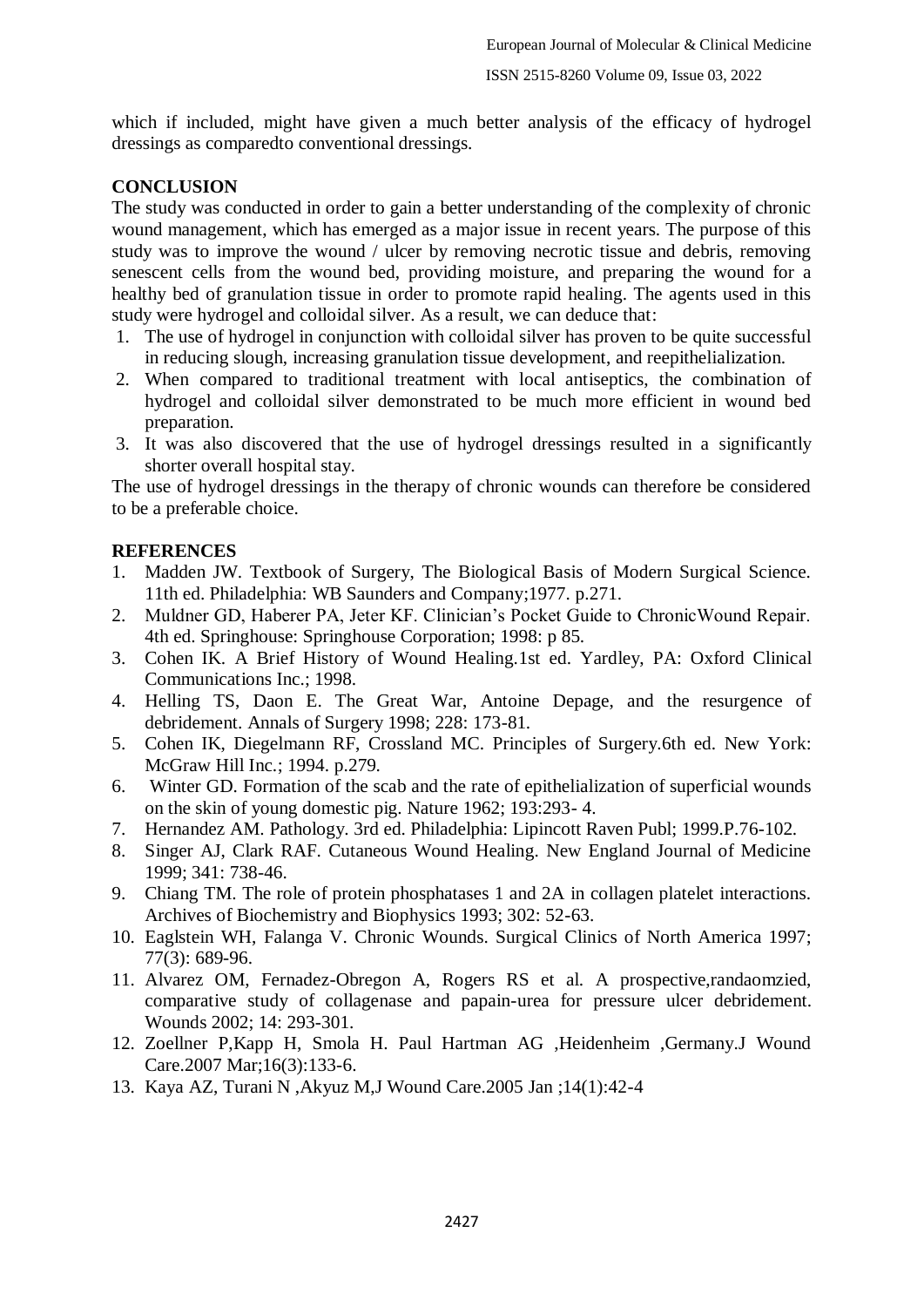which if included, might have given a much better analysis of the efficacy of hydrogel dressings as comparedto conventional dressings.

## CONCLUSION

The study was conducted in order to gain a better understanding of the complexity of chronic wound management, which has emerged as a major issue in recent years. The purpose of this study was to improve the wound / ulcer by removing necrotic tissue and debris, removing senescent cells from the wound bed, providing moisture, and preparing the wound for a healthy bed of granulation tissue in order to promote rapid healing. The agents used in this study were hydrogel and colloidal silver. As a result, we can deduce that:

1. The use of hydrogel in conjunction with colloidal silver has proven to be quite successful in reducing slough, increasing granulation tissue development, and reepithelialization.
2. When compared to traditional treatment with local antiseptics, the combination of hydrogel and colloidal silver demonstrated to be much more efficient in wound bed preparation.
3. It was also discovered that the use of hydrogel dressings resulted in a significantly shorter overall hospital stay.

The use of hydrogel dressings in the therapy of chronic wounds can therefore be considered to be a preferable choice.

## REFERENCES

1. Madden JW. Textbook of Surgery, The Biological Basis of Modern Surgical Science. 11th ed. Philadelphia: WB Saunders and Company;1977. p.271.
2. Muldner GD, Haberer PA, Jeter KF. Clinician's Pocket Guide to ChronicWound Repair. 4th ed. Springhouse: Springhouse Corporation; 1998: p 85.
3. Cohen IK. A Brief History of Wound Healing.1st ed. Yardley, PA: Oxford Clinical Communications Inc.; 1998.
4. Helling TS, Daon E. The Great War, Antoine Depage, and the resurgence of debridement. Annals of Surgery 1998; 228: 173-81.
5. Cohen IK, Diegelmann RF, Crossland MC. Principles of Surgery.6th ed. New York: McGraw Hill Inc.; 1994. p.279.
6. Winter GD. Formation of the scab and the rate of epithelialization of superficial wounds on the skin of young domestic pig. Nature 1962; 193:293- 4.
7. Hernandez AM. Pathology. 3rd ed. Philadelphia: Lipincott Raven Publ; 1999.P.76-102.
8. Singer AJ, Clark RAF. Cutaneous Wound Healing. New England Journal of Medicine 1999; 341: 738-46.
9. Chiang TM. The role of protein phosphatases 1 and 2A in collagen platelet interactions. Archives of Biochemistry and Biophysics 1993; 302: 52-63.
10. Eaglstein WH, Falanga V. Chronic Wounds. Surgical Clinics of North America 1997; 77(3): 689-96.
11. Alvarez OM, Fernadez-Obregon A, Rogers RS et al. A prospective,randaomzied, comparative study of collagenase and papain-urea for pressure ulcer debridement. Wounds 2002; 14: 293-301.
12. Zoellner P,Kapp H, Smola H. Paul Hartman AG ,Heidenheim ,Germany.J Wound Care.2007 Mar;16(3):133-6.
13. Kaya AZ, Turani N ,Akyuz M,J Wound Care.2005 Jan ;14(1):42-4